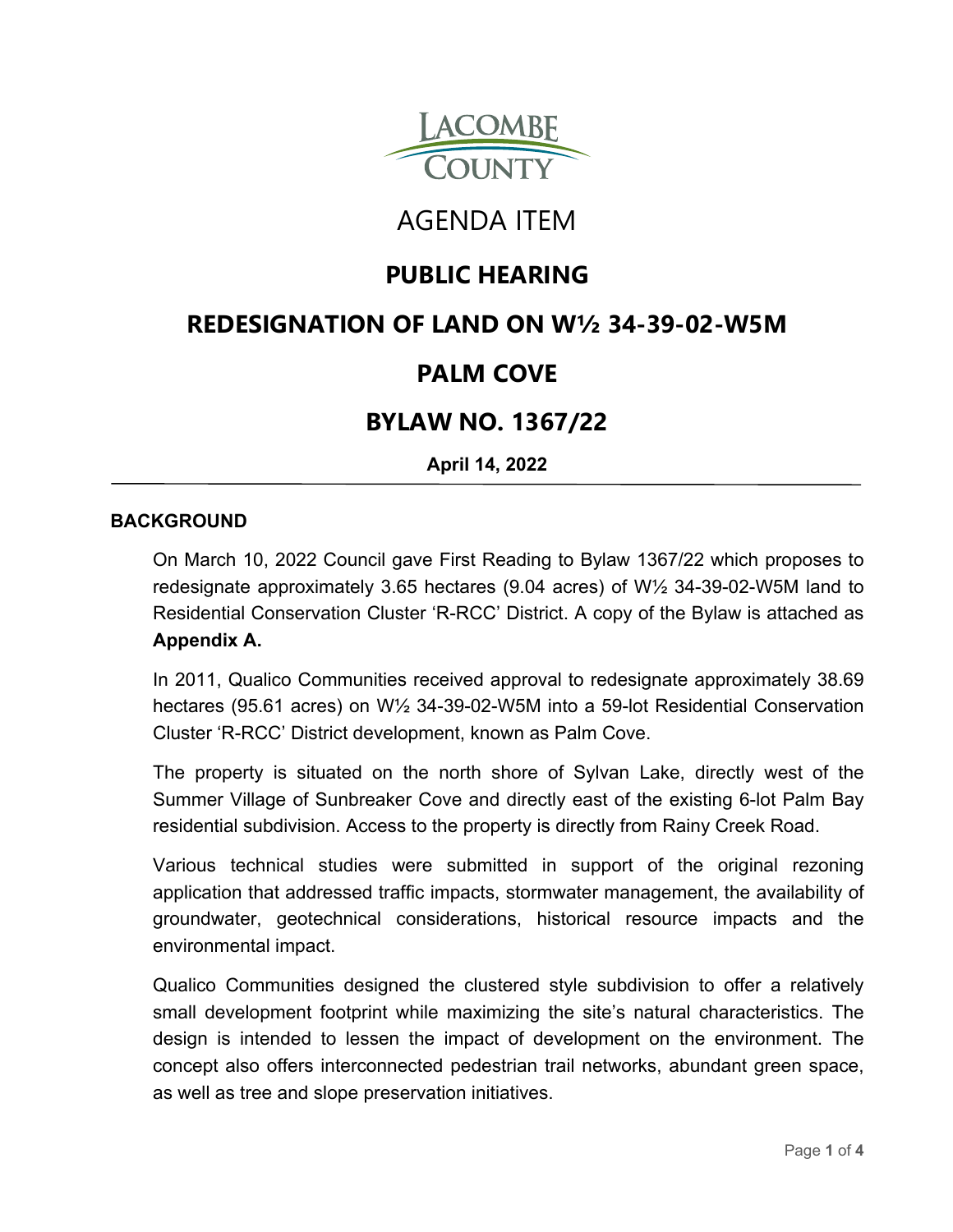LACOMBE COUNTY

# AGENDA ITEM

## PUBLIC HEARING

## REDESIGNATION OF LAND ON W½ 34-39-02-W5M

## PALM COVE

## BYLAW NO. 1367/22

**April 14, 2022**

---

### BACKGROUND

On March 10, 2022 Council gave First Reading to Bylaw 1367/22 which proposes to redesignate approximately 3.65 hectares (9.04 acres) of W½ 34-39-02-W5M land to Residential Conservation Cluster 'R-RCC' District. A copy of the Bylaw is attached as **Appendix A.**

In 2011, Qualico Communities received approval to redesignate approximately 38.69 hectares (95.61 acres) on W½ 34-39-02-W5M into a 59-lot Residential Conservation Cluster 'R-RCC' District development, known as Palm Cove.

The property is situated on the north shore of Sylvan Lake, directly west of the Summer Village of Sunbreaker Cove and directly east of the existing 6-lot Palm Bay residential subdivision. Access to the property is directly from Rainy Creek Road.

Various technical studies were submitted in support of the original rezoning application that addressed traffic impacts, stormwater management, the availability of groundwater, geotechnical considerations, historical resource impacts and the environmental impact.

Qualico Communities designed the clustered style subdivision to offer a relatively small development footprint while maximizing the site's natural characteristics. The design is intended to lessen the impact of development on the environment. The concept also offers interconnected pedestrian trail networks, abundant green space, as well as tree and slope preservation initiatives.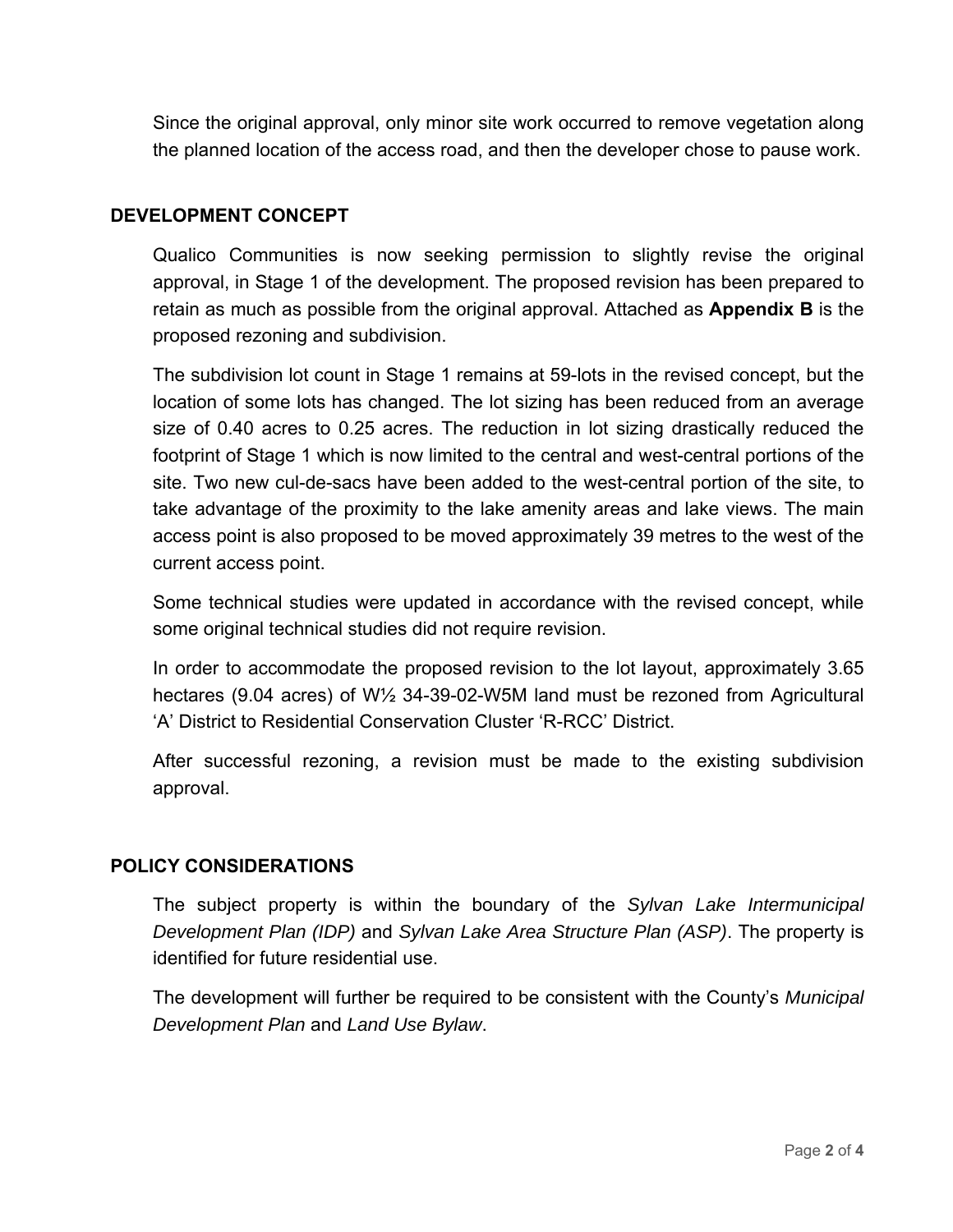Since the original approval, only minor site work occurred to remove vegetation along the planned location of the access road, and then the developer chose to pause work.

## DEVELOPMENT CONCEPT

Qualico Communities is now seeking permission to slightly revise the original approval, in Stage 1 of the development. The proposed revision has been prepared to retain as much as possible from the original approval. Attached as **Appendix B** is the proposed rezoning and subdivision.

The subdivision lot count in Stage 1 remains at 59-lots in the revised concept, but the location of some lots has changed. The lot sizing has been reduced from an average size of 0.40 acres to 0.25 acres. The reduction in lot sizing drastically reduced the footprint of Stage 1 which is now limited to the central and west-central portions of the site. Two new cul-de-sacs have been added to the west-central portion of the site, to take advantage of the proximity to the lake amenity areas and lake views. The main access point is also proposed to be moved approximately 39 metres to the west of the current access point.

Some technical studies were updated in accordance with the revised concept, while some original technical studies did not require revision.

In order to accommodate the proposed revision to the lot layout, approximately 3.65 hectares (9.04 acres) of W½ 34-39-02-W5M land must be rezoned from Agricultural 'A' District to Residential Conservation Cluster 'R-RCC' District.

After successful rezoning, a revision must be made to the existing subdivision approval.

## POLICY CONSIDERATIONS

The subject property is within the boundary of the *Sylvan Lake Intermunicipal Development Plan (IDP)* and *Sylvan Lake Area Structure Plan (ASP)*. The property is identified for future residential use.

The development will further be required to be consistent with the County's *Municipal Development Plan* and *Land Use Bylaw*.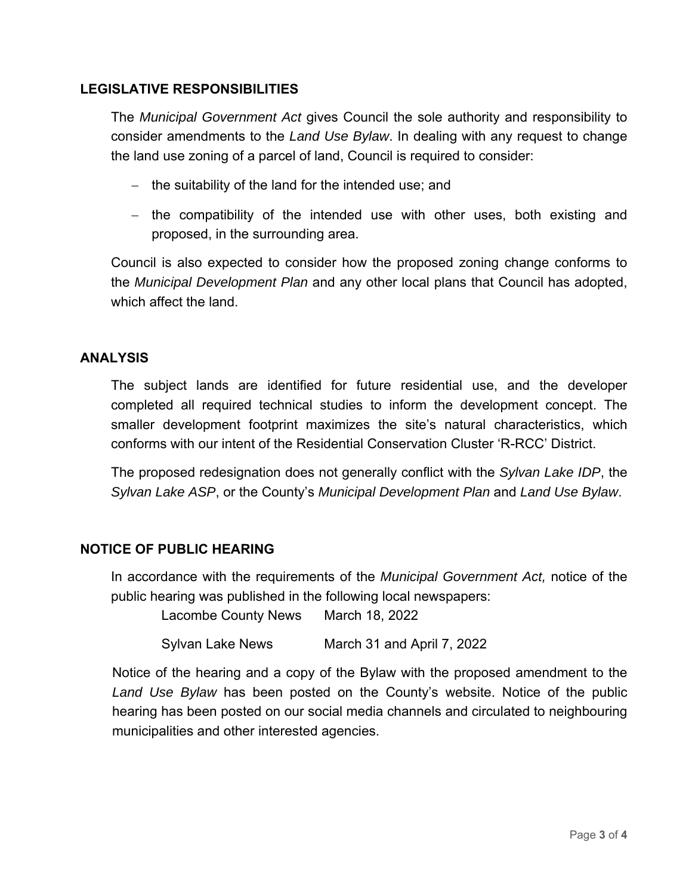## LEGISLATIVE RESPONSIBILITIES

The *Municipal Government Act* gives Council the sole authority and responsibility to consider amendments to the *Land Use Bylaw*. In dealing with any request to change the land use zoning of a parcel of land, Council is required to consider:

- the suitability of the land for the intended use; and
- the compatibility of the intended use with other uses, both existing and proposed, in the surrounding area.

Council is also expected to consider how the proposed zoning change conforms to the *Municipal Development Plan* and any other local plans that Council has adopted, which affect the land.

## ANALYSIS

The subject lands are identified for future residential use, and the developer completed all required technical studies to inform the development concept. The smaller development footprint maximizes the site's natural characteristics, which conforms with our intent of the Residential Conservation Cluster 'R-RCC' District.

The proposed redesignation does not generally conflict with the *Sylvan Lake IDP*, the *Sylvan Lake ASP*, or the County's *Municipal Development Plan* and *Land Use Bylaw*.

## NOTICE OF PUBLIC HEARING

In accordance with the requirements of the *Municipal Government Act,* notice of the public hearing was published in the following local newspapers:

| | |
|---|---|
| Lacombe County News | March 18, 2022 |
| Sylvan Lake News | March 31 and April 7, 2022 |

Notice of the hearing and a copy of the Bylaw with the proposed amendment to the *Land Use Bylaw* has been posted on the County's website. Notice of the public hearing has been posted on our social media channels and circulated to neighbouring municipalities and other interested agencies.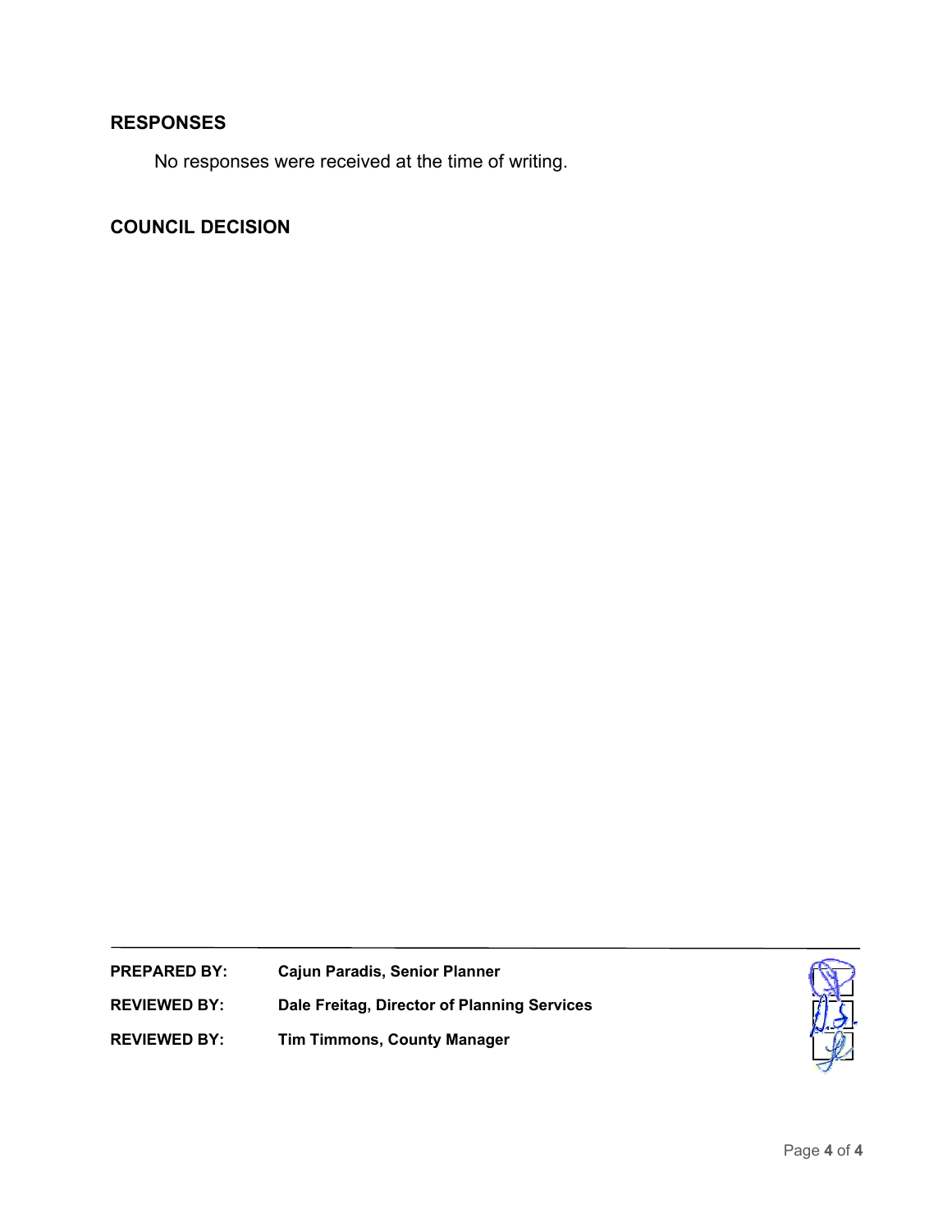## RESPONSES

No responses were received at the time of writing.

## COUNCIL DECISION

---

| | |
|---|---|
| **PREPARED BY:** | **Cajun Paradis, Senior Planner** |
| **REVIEWED BY:** | **Dale Freitag, Director of Planning Services** |
| **REVIEWED BY:** | **Tim Timmons, County Manager** |